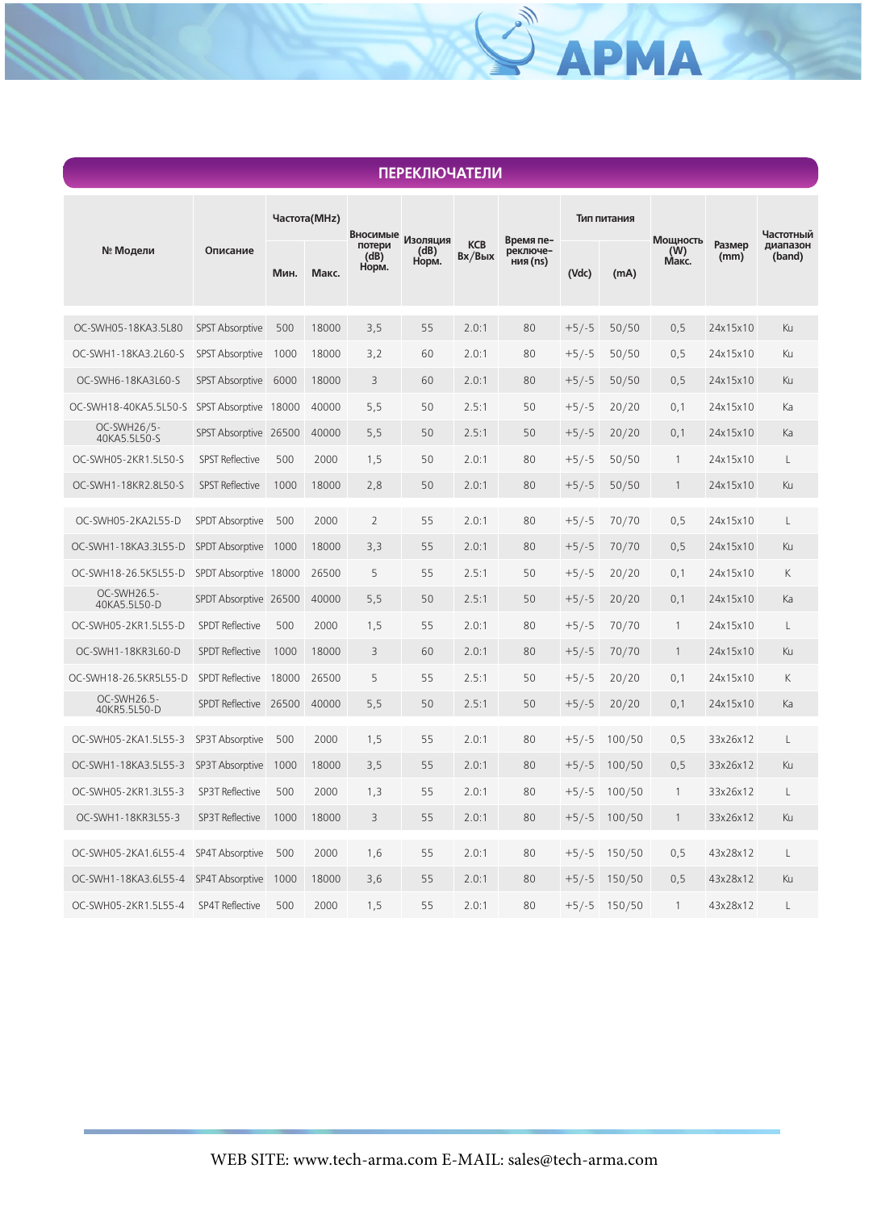## ПЕРЕКЛЮЧАТЕЛИ

| № Модели | Описание | Частота(MHz) | | Вносимые потери (dB) Норм. | Изоляция (dB) Норм. | КСВ Вх/Вых | Время переключения (ns) | Тип питания | | Мощность (W) Макс. | Размер (mm) | Частотный диапазон (band) |
|---|---|---|---|---|---|---|---|---|---|---|---|---|
| | | Мин. | Макс. | | | | | (Vdc) | (mA) | | | |
| OC-SWH05-18KA3.5L80 | SPST Absorptive | 500 | 18000 | 3,5 | 55 | 2.0:1 | 80 | +5/-5 | 50/50 | 0,5 | 24x15x10 | Ku |
| OC-SWH1-18KA3.2L60-S | SPST Absorptive | 1000 | 18000 | 3,2 | 60 | 2.0:1 | 80 | +5/-5 | 50/50 | 0,5 | 24x15x10 | Ku |
| OC-SWH6-18KA3L60-S | SPST Absorptive | 6000 | 18000 | 3 | 60 | 2.0:1 | 80 | +5/-5 | 50/50 | 0,5 | 24x15x10 | Ku |
| OC-SWH18-40KA5.5L50-S | SPST Absorptive | 18000 | 40000 | 5,5 | 50 | 2.5:1 | 50 | +5/-5 | 20/20 | 0,1 | 24x15x10 | Ka |
| OC-SWH26/5-40KA5.5L50-S | SPST Absorptive | 26500 | 40000 | 5,5 | 50 | 2.5:1 | 50 | +5/-5 | 20/20 | 0,1 | 24x15x10 | Ka |
| OC-SWH05-2KR1.5L50-S | SPST Reflective | 500 | 2000 | 1,5 | 50 | 2.0:1 | 80 | +5/-5 | 50/50 | 1 | 24x15x10 | L |
| OC-SWH1-18KR2.8L50-S | SPST Reflective | 1000 | 18000 | 2,8 | 50 | 2.0:1 | 80 | +5/-5 | 50/50 | 1 | 24x15x10 | Ku |
| OC-SWH05-2KA2L55-D | SPDT Absorptive | 500 | 2000 | 2 | 55 | 2.0:1 | 80 | +5/-5 | 70/70 | 0,5 | 24x15x10 | L |
| OC-SWH1-18KA3.3L55-D | SPDT Absorptive | 1000 | 18000 | 3,3 | 55 | 2.0:1 | 80 | +5/-5 | 70/70 | 0,5 | 24x15x10 | Ku |
| OC-SWH18-26.5K5L55-D | SPDT Absorptive | 18000 | 26500 | 5 | 55 | 2.5:1 | 50 | +5/-5 | 20/20 | 0,1 | 24x15x10 | K |
| OC-SWH26.5-40KA5.5L50-D | SPDT Absorptive | 26500 | 40000 | 5,5 | 50 | 2.5:1 | 50 | +5/-5 | 20/20 | 0,1 | 24x15x10 | Ka |
| OC-SWH05-2KR1.5L55-D | SPDT Reflective | 500 | 2000 | 1,5 | 55 | 2.0:1 | 80 | +5/-5 | 70/70 | 1 | 24x15x10 | L |
| OC-SWH1-18KR3L60-D | SPDT Reflective | 1000 | 18000 | 3 | 60 | 2.0:1 | 80 | +5/-5 | 70/70 | 1 | 24x15x10 | Ku |
| OC-SWH18-26.5KR5L55-D | SPDT Reflective | 18000 | 26500 | 5 | 55 | 2.5:1 | 50 | +5/-5 | 20/20 | 0,1 | 24x15x10 | K |
| OC-SWH26.5-40KR5.5L50-D | SPDT Reflective | 26500 | 40000 | 5,5 | 50 | 2.5:1 | 50 | +5/-5 | 20/20 | 0,1 | 24x15x10 | Ka |
| OC-SWH05-2KA1.5L55-3 | SP3T Absorptive | 500 | 2000 | 1,5 | 55 | 2.0:1 | 80 | +5/-5 | 100/50 | 0,5 | 33x26x12 | L |
| OC-SWH1-18KA3.5L55-3 | SP3T Absorptive | 1000 | 18000 | 3,5 | 55 | 2.0:1 | 80 | +5/-5 | 100/50 | 0,5 | 33x26x12 | Ku |
| OC-SWH05-2KR1.3L55-3 | SP3T Reflective | 500 | 2000 | 1,3 | 55 | 2.0:1 | 80 | +5/-5 | 100/50 | 1 | 33x26x12 | L |
| OC-SWH1-18KR3L55-3 | SP3T Reflective | 1000 | 18000 | 3 | 55 | 2.0:1 | 80 | +5/-5 | 100/50 | 1 | 33x26x12 | Ku |
| OC-SWH05-2KA1.6L55-4 | SP4T Absorptive | 500 | 2000 | 1,6 | 55 | 2.0:1 | 80 | +5/-5 | 150/50 | 0,5 | 43x28x12 | L |
| OC-SWH1-18KA3.6L55-4 | SP4T Absorptive | 1000 | 18000 | 3,6 | 55 | 2.0:1 | 80 | +5/-5 | 150/50 | 0,5 | 43x28x12 | Ku |
| OC-SWH05-2KR1.5L55-4 | SP4T Reflective | 500 | 2000 | 1,5 | 55 | 2.0:1 | 80 | +5/-5 | 150/50 | 1 | 43x28x12 | L |

WEB SITE: www.tech-arma.com E-MAIL: sales@tech-arma.com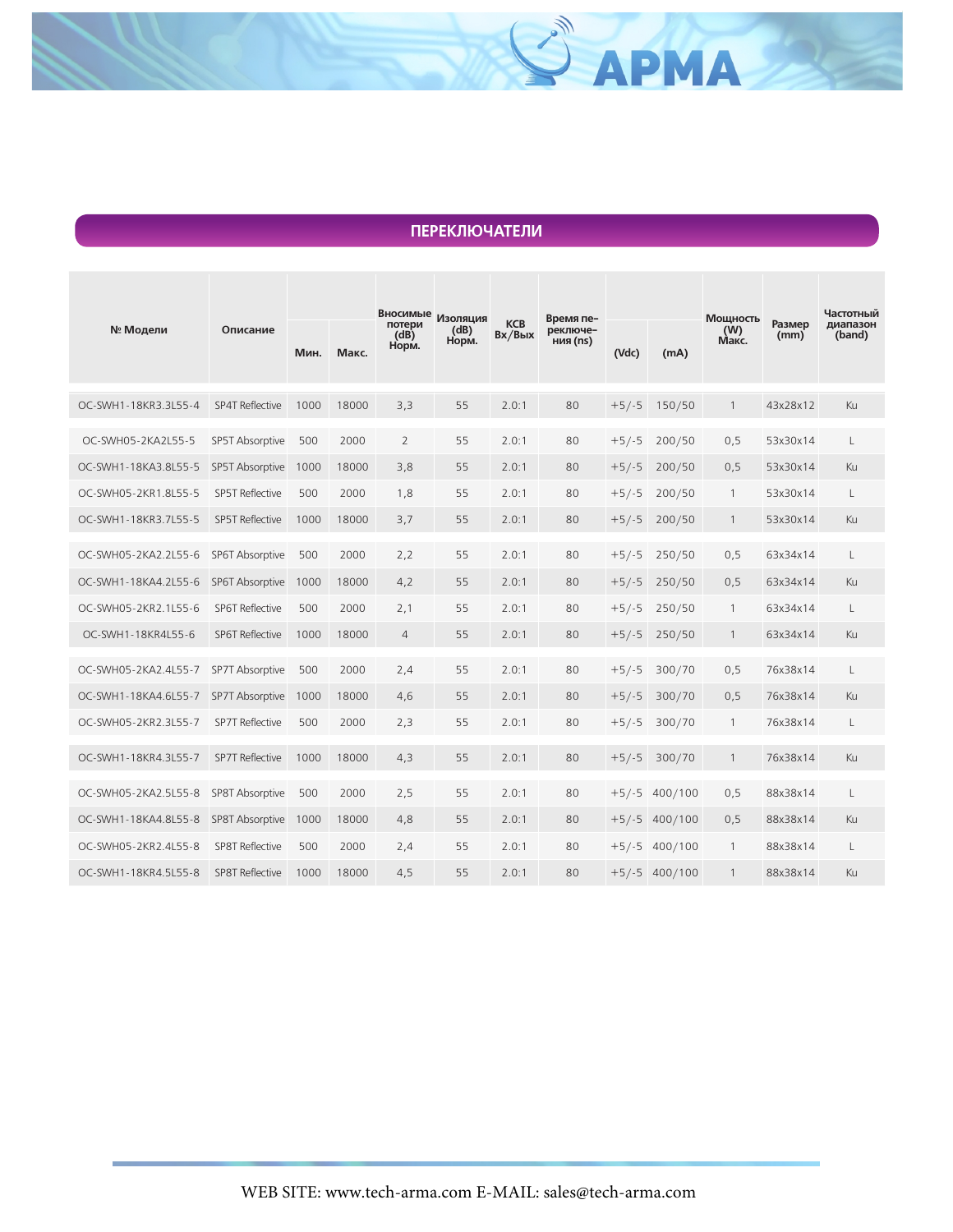## ПЕРЕКЛЮЧАТЕЛИ

| № Модели | Описание | | | Вносимые потери (dB) Норм. | Изоляция (dB) Норм. | КСВ Вх/Вых | Время переключения (ns) | | | Мощность (W) Макс. | Размер (mm) | Частотный диапазон (band) |
|---|---|---|---|---|---|---|---|---|---|---|---|---|
| | | Мин. | Макс. | | | | | (Vdc) | (mA) | | | |
| OC-SWH1-18KR3.3L55-4 | SP4T Reflective | 1000 | 18000 | 3,3 | 55 | 2.0:1 | 80 | +5/-5 | 150/50 | 1 | 43x28x12 | Ku |
| OC-SWH05-2KA2L55-5 | SP5T Absorptive | 500 | 2000 | 2 | 55 | 2.0:1 | 80 | +5/-5 | 200/50 | 0,5 | 53x30x14 | L |
| OC-SWH1-18KA3.8L55-5 | SP5T Absorptive | 1000 | 18000 | 3,8 | 55 | 2.0:1 | 80 | +5/-5 | 200/50 | 0,5 | 53x30x14 | Ku |
| OC-SWH05-2KR1.8L55-5 | SP5T Reflective | 500 | 2000 | 1,8 | 55 | 2.0:1 | 80 | +5/-5 | 200/50 | 1 | 53x30x14 | L |
| OC-SWH1-18KR3.7L55-5 | SP5T Reflective | 1000 | 18000 | 3,7 | 55 | 2.0:1 | 80 | +5/-5 | 200/50 | 1 | 53x30x14 | Ku |
| OC-SWH05-2KA2.2L55-6 | SP6T Absorptive | 500 | 2000 | 2,2 | 55 | 2.0:1 | 80 | +5/-5 | 250/50 | 0,5 | 63x34x14 | L |
| OC-SWH1-18KA4.2L55-6 | SP6T Absorptive | 1000 | 18000 | 4,2 | 55 | 2.0:1 | 80 | +5/-5 | 250/50 | 0,5 | 63x34x14 | Ku |
| OC-SWH05-2KR2.1L55-6 | SP6T Reflective | 500 | 2000 | 2,1 | 55 | 2.0:1 | 80 | +5/-5 | 250/50 | 1 | 63x34x14 | L |
| OC-SWH1-18KR4L55-6 | SP6T Reflective | 1000 | 18000 | 4 | 55 | 2.0:1 | 80 | +5/-5 | 250/50 | 1 | 63x34x14 | Ku |
| OC-SWH05-2KA2.4L55-7 | SP7T Absorptive | 500 | 2000 | 2,4 | 55 | 2.0:1 | 80 | +5/-5 | 300/70 | 0,5 | 76x38x14 | L |
| OC-SWH1-18KA4.6L55-7 | SP7T Absorptive | 1000 | 18000 | 4,6 | 55 | 2.0:1 | 80 | +5/-5 | 300/70 | 0,5 | 76x38x14 | Ku |
| OC-SWH05-2KR2.3L55-7 | SP7T Reflective | 500 | 2000 | 2,3 | 55 | 2.0:1 | 80 | +5/-5 | 300/70 | 1 | 76x38x14 | L |
| OC-SWH1-18KR4.3L55-7 | SP7T Reflective | 1000 | 18000 | 4,3 | 55 | 2.0:1 | 80 | +5/-5 | 300/70 | 1 | 76x38x14 | Ku |
| OC-SWH05-2KA2.5L55-8 | SP8T Absorptive | 500 | 2000 | 2,5 | 55 | 2.0:1 | 80 | +5/-5 | 400/100 | 0,5 | 88x38x14 | L |
| OC-SWH1-18KA4.8L55-8 | SP8T Absorptive | 1000 | 18000 | 4,8 | 55 | 2.0:1 | 80 | +5/-5 | 400/100 | 0,5 | 88x38x14 | Ku |
| OC-SWH05-2KR2.4L55-8 | SP8T Reflective | 500 | 2000 | 2,4 | 55 | 2.0:1 | 80 | +5/-5 | 400/100 | 1 | 88x38x14 | L |
| OC-SWH1-18KR4.5L55-8 | SP8T Reflective | 1000 | 18000 | 4,5 | 55 | 2.0:1 | 80 | +5/-5 | 400/100 | 1 | 88x38x14 | Ku |

WEB SITE: www.tech-arma.com E-MAIL: sales@tech-arma.com